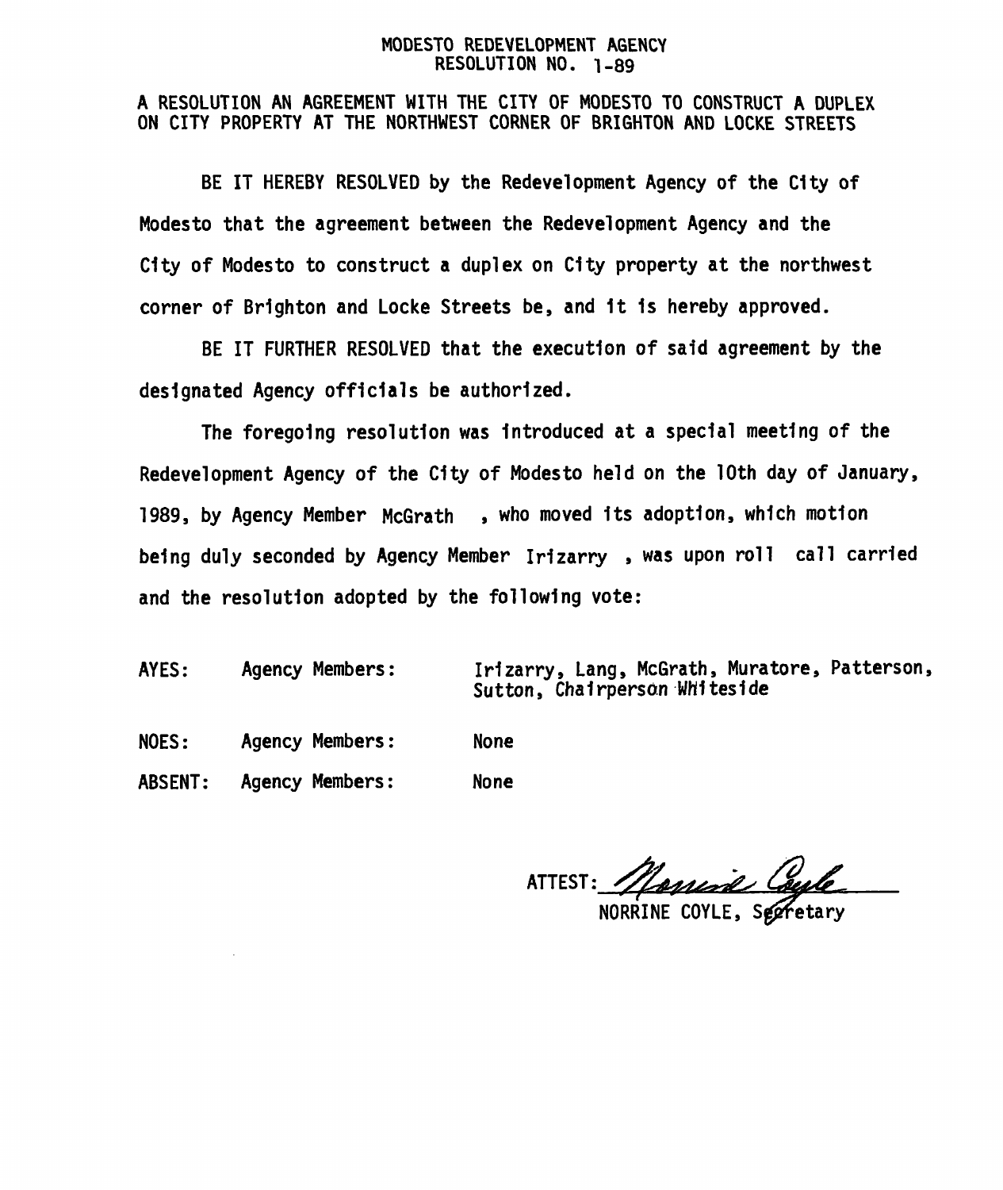# MODESTO REDEVELOPMENT AGENCY
## RESOLUTION NO. 1-89

A RESOLUTION AN AGREEMENT WITH THE CITY OF MODESTO TO CONSTRUCT A DUPLEX ON CITY PROPERTY AT THE NORTHWEST CORNER OF BRIGHTON AND LOCKE STREETS

BE IT HEREBY RESOLVED by the Redevelopment Agency of the City of Modesto that the agreement between the Redevelopment Agency and the City of Modesto to construct a duplex on City property at the northwest corner of Brighton and Locke Streets be, and it is hereby approved.

BE IT FURTHER RESOLVED that the execution of said agreement by the designated Agency officials be authorized.

The foregoing resolution was introduced at a special meeting of the Redevelopment Agency of the City of Modesto held on the 10th day of January, 1989, by Agency Member McGrath , who moved its adoption, which motion being duly seconded by Agency Member Irizarry , was upon roll call carried and the resolution adopted by the following vote:

| | | |
|---|---|---|
| AYES: | Agency Members: | Irizarry, Lang, McGrath, Muratore, Patterson, Sutton, Chairperson Whiteside |
| NOES: | Agency Members: | None |
| ABSENT: | Agency Members: | None |

ATTEST: Norrine Coyle

NORRINE COYLE, Secretary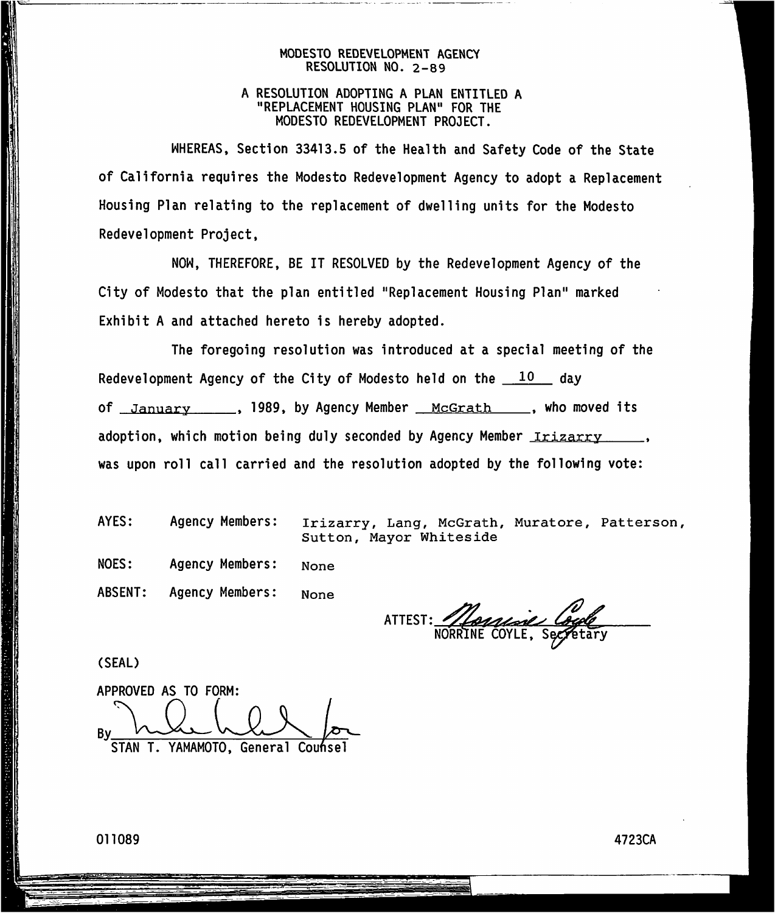MODESTO REDEVELOPMENT AGENCY
RESOLUTION NO. 2-89

A RESOLUTION ADOPTING A PLAN ENTITLED A "REPLACEMENT HOUSING PLAN" FOR THE MODESTO REDEVELOPMENT PROJECT.

WHEREAS, Section 33413.5 of the Health and Safety Code of the State of California requires the Modesto Redevelopment Agency to adopt a Replacement Housing Plan relating to the replacement of dwelling units for the Modesto Redevelopment Project,

NOW, THEREFORE, BE IT RESOLVED by the Redevelopment Agency of the City of Modesto that the plan entitled "Replacement Housing Plan" marked Exhibit A and attached hereto is hereby adopted.

The foregoing resolution was introduced at a special meeting of the Redevelopment Agency of the City of Modesto held on the 10 day of January, 1989, by Agency Member McGrath, who moved its adoption, which motion being duly seconded by Agency Member Irizarry, was upon roll call carried and the resolution adopted by the following vote:

| | | |
|---|---|---|
| AYES: | Agency Members: | Irizarry, Lang, McGrath, Muratore, Patterson, Sutton, Mayor Whiteside |
| NOES: | Agency Members: | None |
| ABSENT: | Agency Members: | None |

ATTEST: _Norrine Coyle_
NORRINE COYLE, Secretary

(SEAL)

APPROVED AS TO FORM:

By _[signature]_ for
STAN T. YAMAMOTO, General Counsel

011089 4723CA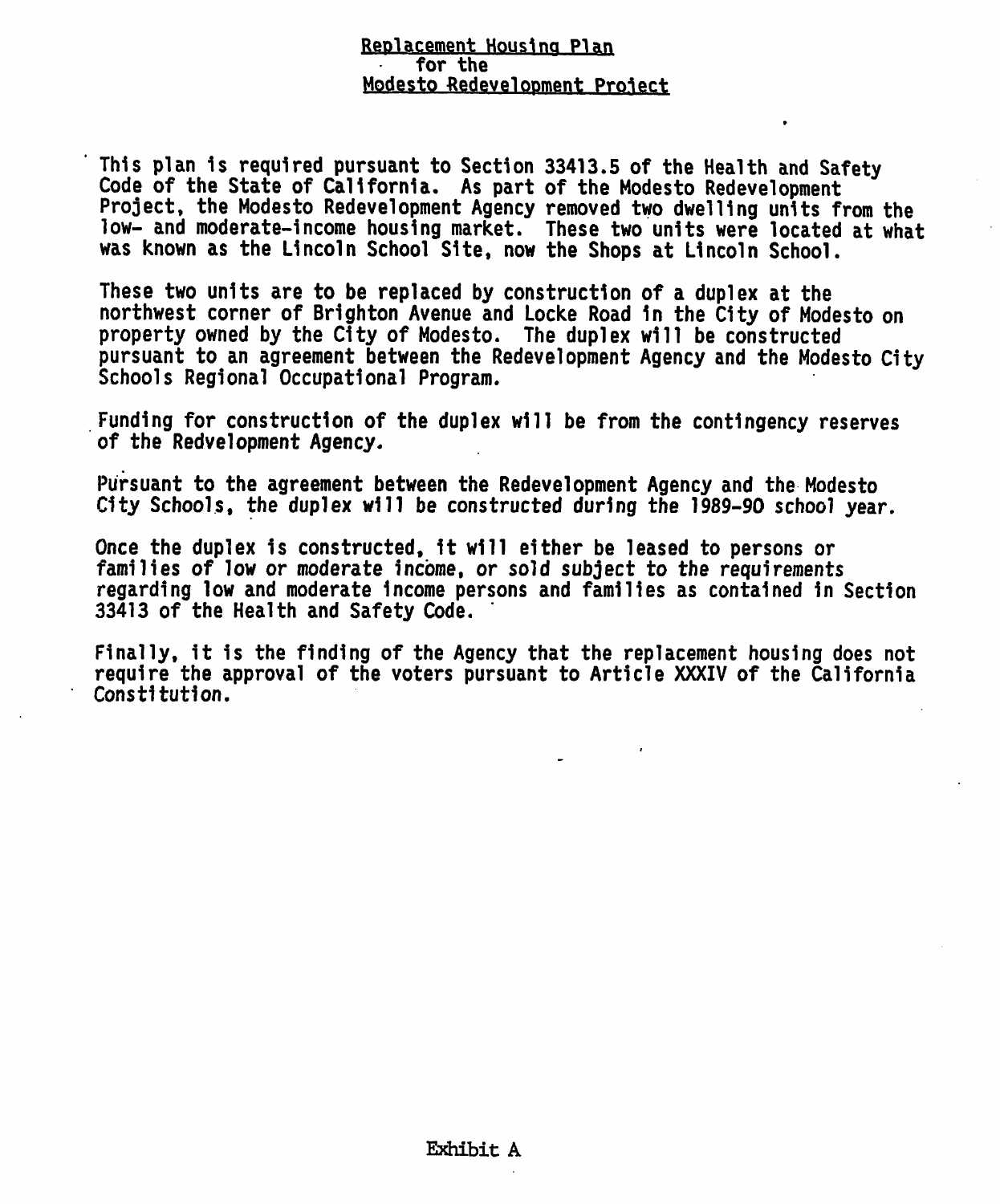# Replacement Housing Plan for the Modesto Redevelopment Project

This plan is required pursuant to Section 33413.5 of the Health and Safety Code of the State of California. As part of the Modesto Redevelopment Project, the Modesto Redevelopment Agency removed two dwelling units from the low- and moderate-income housing market. These two units were located at what was known as the Lincoln School Site, now the Shops at Lincoln School.

These two units are to be replaced by construction of a duplex at the northwest corner of Brighton Avenue and Locke Road in the City of Modesto on property owned by the City of Modesto. The duplex will be constructed pursuant to an agreement between the Redevelopment Agency and the Modesto City Schools Regional Occupational Program.

Funding for construction of the duplex will be from the contingency reserves of the Redvelopment Agency.

Pursuant to the agreement between the Redevelopment Agency and the Modesto City Schools, the duplex will be constructed during the 1989-90 school year.

Once the duplex is constructed, it will either be leased to persons or families of low or moderate income, or sold subject to the requirements regarding low and moderate income persons and families as contained in Section 33413 of the Health and Safety Code.

Finally, it is the finding of the Agency that the replacement housing does not require the approval of the voters pursuant to Article XXXIV of the California Constitution.

Exhibit A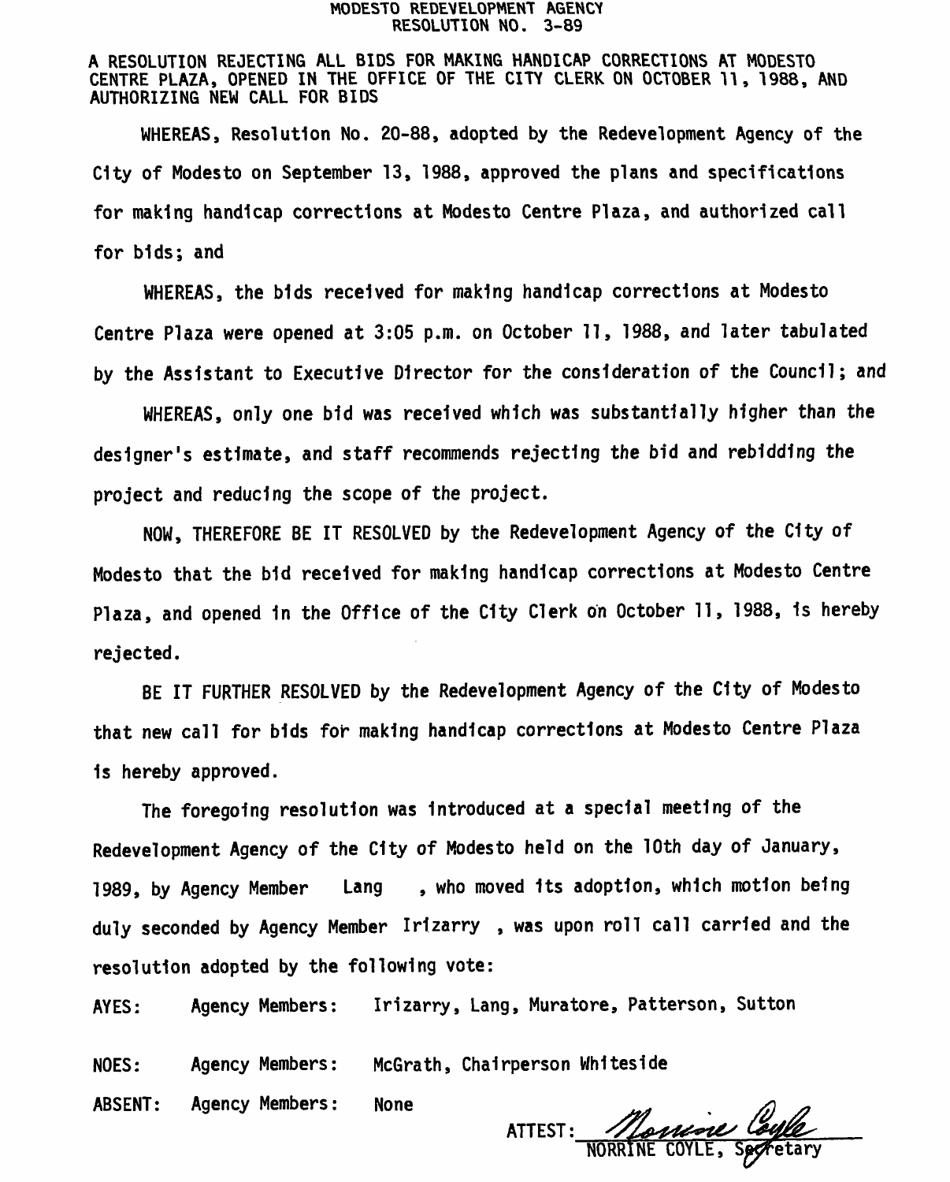# MODESTO REDEVELOPMENT AGENCY
## RESOLUTION NO. 3-89

A RESOLUTION REJECTING ALL BIDS FOR MAKING HANDICAP CORRECTIONS AT MODESTO CENTRE PLAZA, OPENED IN THE OFFICE OF THE CITY CLERK ON OCTOBER 11, 1988, AND AUTHORIZING NEW CALL FOR BIDS

WHEREAS, Resolution No. 20-88, adopted by the Redevelopment Agency of the City of Modesto on September 13, 1988, approved the plans and specifications for making handicap corrections at Modesto Centre Plaza, and authorized call for bids; and

WHEREAS, the bids received for making handicap corrections at Modesto Centre Plaza were opened at 3:05 p.m. on October 11, 1988, and later tabulated by the Assistant to Executive Director for the consideration of the Council; and

WHEREAS, only one bid was received which was substantially higher than the designer's estimate, and staff recommends rejecting the bid and rebidding the project and reducing the scope of the project.

NOW, THEREFORE BE IT RESOLVED by the Redevelopment Agency of the City of Modesto that the bid received for making handicap corrections at Modesto Centre Plaza, and opened in the Office of the City Clerk on October 11, 1988, is hereby rejected.

BE IT FURTHER RESOLVED by the Redevelopment Agency of the City of Modesto that new call for bids for making handicap corrections at Modesto Centre Plaza is hereby approved.

The foregoing resolution was introduced at a special meeting of the Redevelopment Agency of the City of Modesto held on the 10th day of January, 1989, by Agency Member Lang, who moved its adoption, which motion being duly seconded by Agency Member Irizarry, was upon roll call carried and the resolution adopted by the following vote:

AYES: Agency Members: Irizarry, Lang, Muratore, Patterson, Sutton

NOES: Agency Members: McGrath, Chairperson Whiteside

ABSENT: Agency Members: None

ATTEST: Norrine Coyle
NORRINE COYLE, Secretary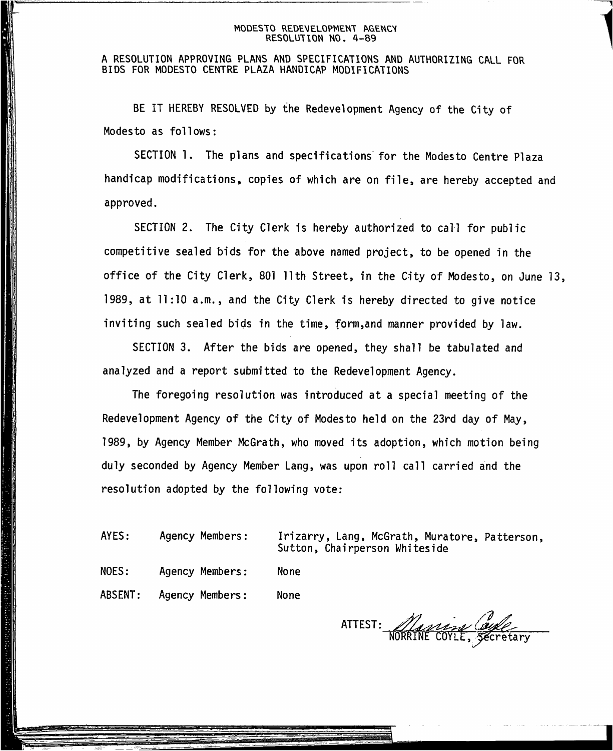MODESTO REDEVELOPMENT AGENCY
RESOLUTION NO. 4-89

A RESOLUTION APPROVING PLANS AND SPECIFICATIONS AND AUTHORIZING CALL FOR BIDS FOR MODESTO CENTRE PLAZA HANDICAP MODIFICATIONS

BE IT HEREBY RESOLVED by the Redevelopment Agency of the City of Modesto as follows:

SECTION 1. The plans and specifications for the Modesto Centre Plaza handicap modifications, copies of which are on file, are hereby accepted and approved.

SECTION 2. The City Clerk is hereby authorized to call for public competitive sealed bids for the above named project, to be opened in the office of the City Clerk, 801 11th Street, in the City of Modesto, on June 13, 1989, at 11:10 a.m., and the City Clerk is hereby directed to give notice inviting such sealed bids in the time, form,and manner provided by law.

SECTION 3. After the bids are opened, they shall be tabulated and analyzed and a report submitted to the Redevelopment Agency.

The foregoing resolution was introduced at a special meeting of the Redevelopment Agency of the City of Modesto held on the 23rd day of May, 1989, by Agency Member McGrath, who moved its adoption, which motion being duly seconded by Agency Member Lang, was upon roll call carried and the resolution adopted by the following vote:

| | | |
|---|---|---|
| AYES: | Agency Members: | Irizarry, Lang, McGrath, Muratore, Patterson, Sutton, Chairperson Whiteside |
| NOES: | Agency Members: | None |
| ABSENT: | Agency Members: | None |

ATTEST: NORRINE COYLE, Secretary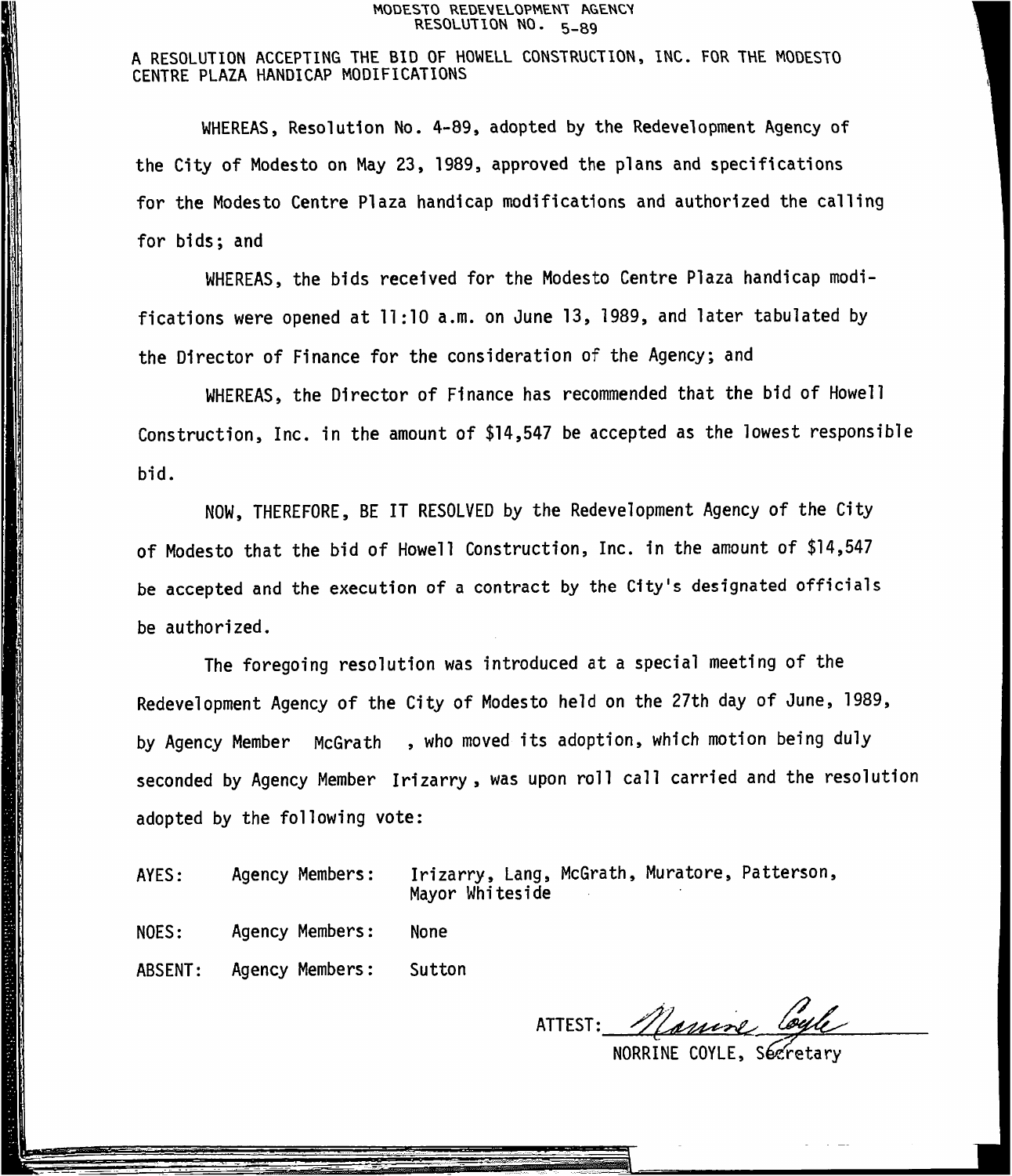MODESTO REDEVELOPMENT AGENCY
RESOLUTION NO. 5-89

A RESOLUTION ACCEPTING THE BID OF HOWELL CONSTRUCTION, INC. FOR THE MODESTO CENTRE PLAZA HANDICAP MODIFICATIONS

WHEREAS, Resolution No. 4-89, adopted by the Redevelopment Agency of the City of Modesto on May 23, 1989, approved the plans and specifications for the Modesto Centre Plaza handicap modifications and authorized the calling for bids; and

WHEREAS, the bids received for the Modesto Centre Plaza handicap modifications were opened at 11:10 a.m. on June 13, 1989, and later tabulated by the Director of Finance for the consideration of the Agency; and

WHEREAS, the Director of Finance has recommended that the bid of Howell Construction, Inc. in the amount of $14,547 be accepted as the lowest responsible bid.

NOW, THEREFORE, BE IT RESOLVED by the Redevelopment Agency of the City of Modesto that the bid of Howell Construction, Inc. in the amount of $14,547 be accepted and the execution of a contract by the City's designated officials be authorized.

The foregoing resolution was introduced at a special meeting of the Redevelopment Agency of the City of Modesto held on the 27th day of June, 1989, by Agency Member McGrath, who moved its adoption, which motion being duly seconded by Agency Member Irizarry, was upon roll call carried and the resolution adopted by the following vote:

| | | |
|---|---|---|
| AYES: | Agency Members: | Irizarry, Lang, McGrath, Muratore, Patterson, Mayor Whiteside |
| NOES: | Agency Members: | None |
| ABSENT: | Agency Members: | Sutton |

ATTEST: Norrine Coyle
NORRINE COYLE, Secretary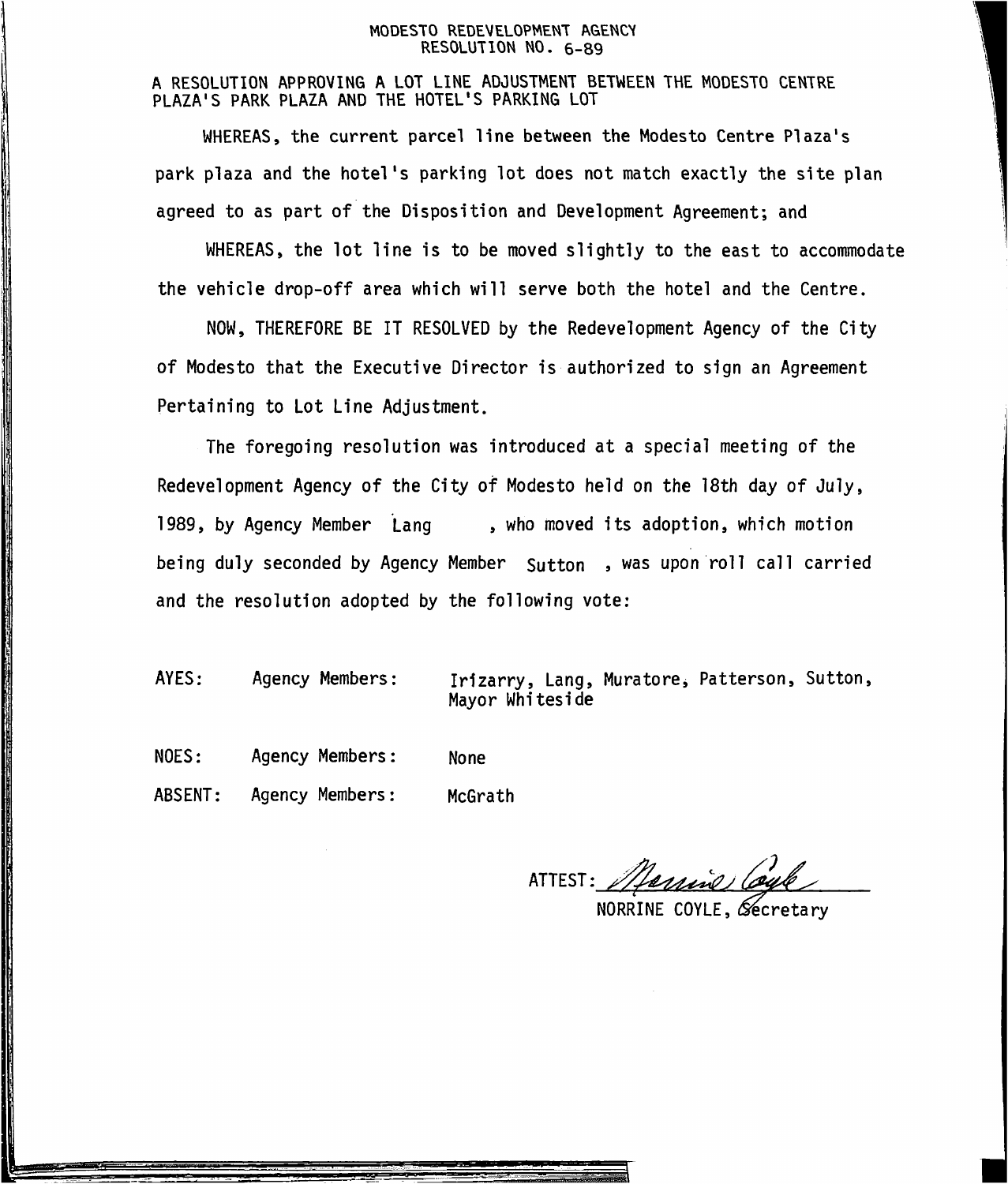MODESTO REDEVELOPMENT AGENCY
RESOLUTION NO. 6-89

A RESOLUTION APPROVING A LOT LINE ADJUSTMENT BETWEEN THE MODESTO CENTRE PLAZA'S PARK PLAZA AND THE HOTEL'S PARKING LOT

WHEREAS, the current parcel line between the Modesto Centre Plaza's park plaza and the hotel's parking lot does not match exactly the site plan agreed to as part of the Disposition and Development Agreement; and

WHEREAS, the lot line is to be moved slightly to the east to accommodate the vehicle drop-off area which will serve both the hotel and the Centre.

NOW, THEREFORE BE IT RESOLVED by the Redevelopment Agency of the City of Modesto that the Executive Director is authorized to sign an Agreement Pertaining to Lot Line Adjustment.

The foregoing resolution was introduced at a special meeting of the Redevelopment Agency of the City of Modesto held on the 18th day of July, 1989, by Agency Member Lang, who moved its adoption, which motion being duly seconded by Agency Member Sutton, was upon roll call carried and the resolution adopted by the following vote:

AYES: Agency Members: Irizarry, Lang, Muratore, Patterson, Sutton, Mayor Whiteside

NOES: Agency Members: None

ABSENT: Agency Members: McGrath

ATTEST: *Norrine Coyle*
NORRINE COYLE, Secretary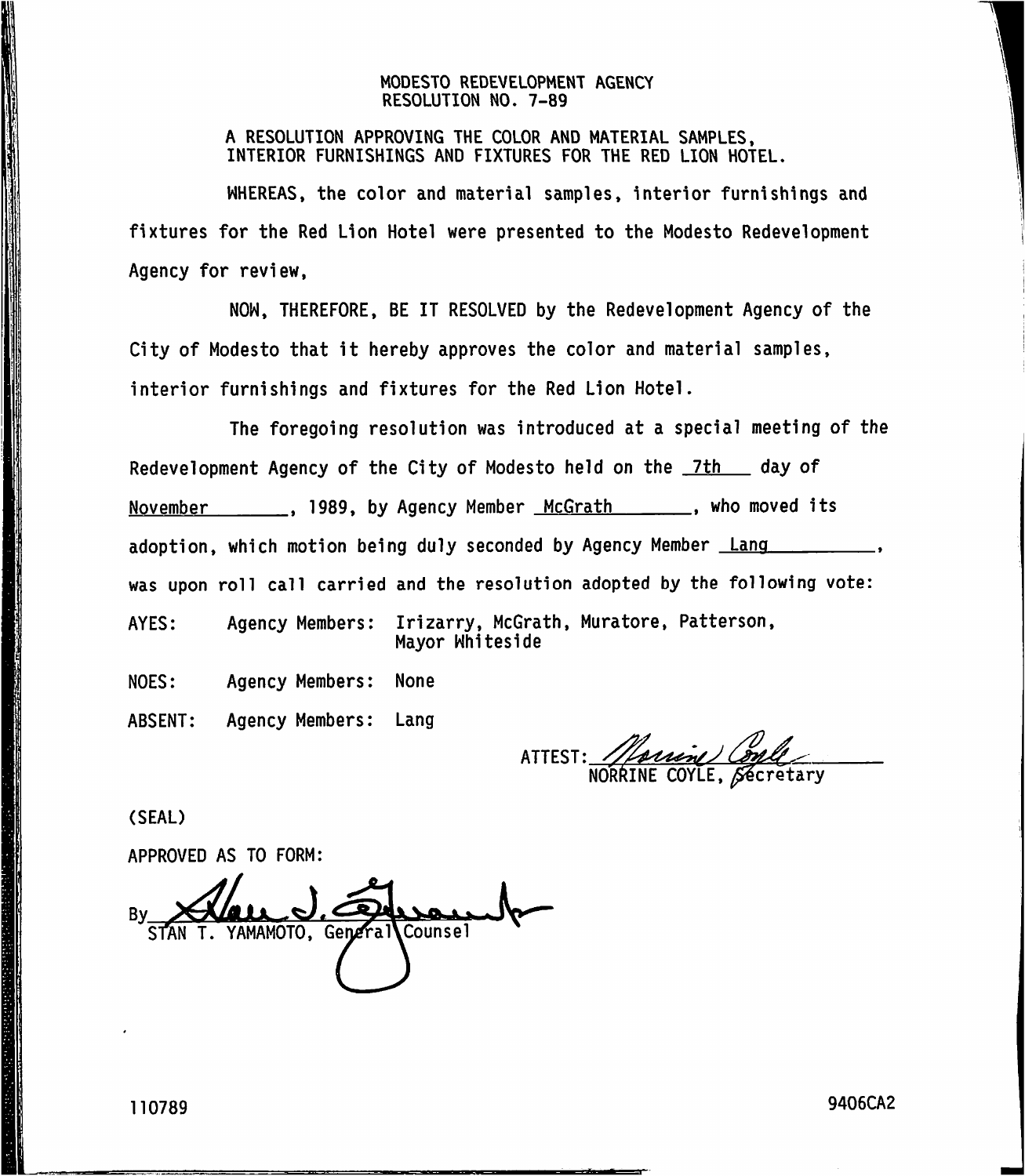MODESTO REDEVELOPMENT AGENCY
RESOLUTION NO. 7-89

A RESOLUTION APPROVING THE COLOR AND MATERIAL SAMPLES, INTERIOR FURNISHINGS AND FIXTURES FOR THE RED LION HOTEL.

WHEREAS, the color and material samples, interior furnishings and fixtures for the Red Lion Hotel were presented to the Modesto Redevelopment Agency for review,

NOW, THEREFORE, BE IT RESOLVED by the Redevelopment Agency of the City of Modesto that it hereby approves the color and material samples, interior furnishings and fixtures for the Red Lion Hotel.

The foregoing resolution was introduced at a special meeting of the Redevelopment Agency of the City of Modesto held on the 7th day of November, 1989, by Agency Member McGrath, who moved its adoption, which motion being duly seconded by Agency Member Lang, was upon roll call carried and the resolution adopted by the following vote:

AYES: Agency Members: Irizarry, McGrath, Muratore, Patterson, Mayor Whiteside

NOES: Agency Members: None

ABSENT: Agency Members: Lang

ATTEST: ____________
NORRINE COYLE, Secretary

(SEAL)

APPROVED AS TO FORM:

By ____________
STAN T. YAMAMOTO, General Counsel

110789

9406CA2